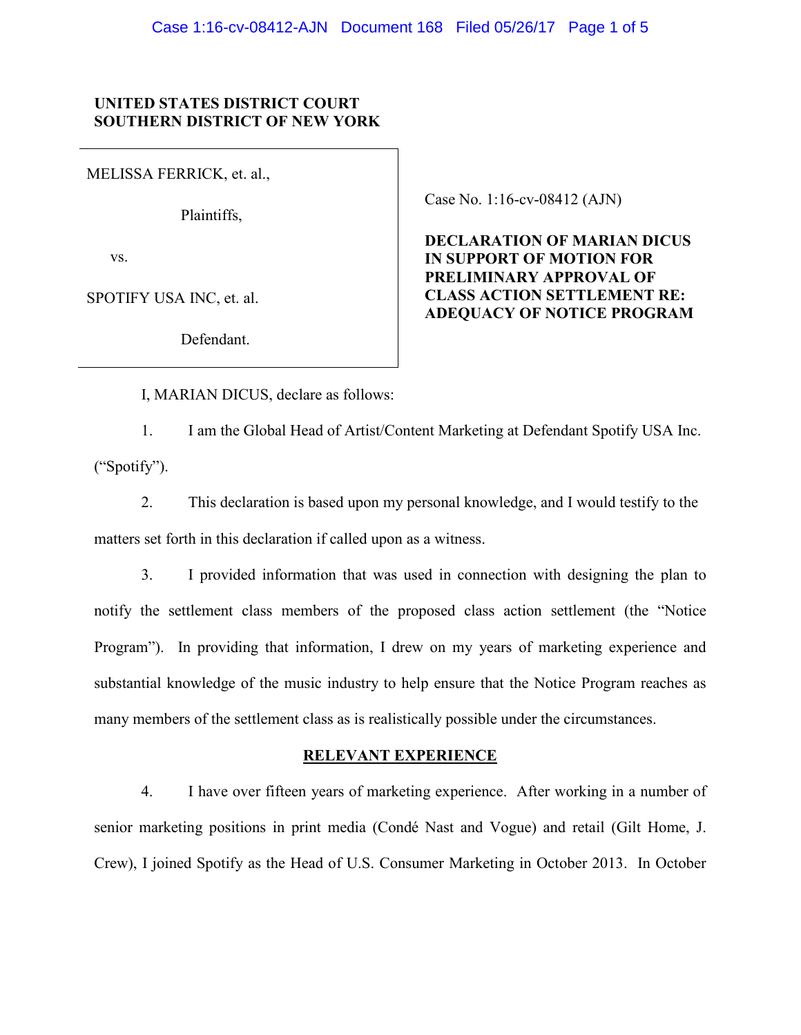**UNITED STATES DISTRICT COURT**
**SOUTHERN DISTRICT OF NEW YORK**

MELISSA FERRICK, et. al.,

Plaintiffs,

vs.

SPOTIFY USA INC, et. al.

Defendant.

Case No. 1:16-cv-08412 (AJN)

**DECLARATION OF MARIAN DICUS IN SUPPORT OF MOTION FOR PRELIMINARY APPROVAL OF CLASS ACTION SETTLEMENT RE: ADEQUACY OF NOTICE PROGRAM**

I, MARIAN DICUS, declare as follows:

1. I am the Global Head of Artist/Content Marketing at Defendant Spotify USA Inc. ("Spotify").

2. This declaration is based upon my personal knowledge, and I would testify to the matters set forth in this declaration if called upon as a witness.

3. I provided information that was used in connection with designing the plan to notify the settlement class members of the proposed class action settlement (the "Notice Program"). In providing that information, I drew on my years of marketing experience and substantial knowledge of the music industry to help ensure that the Notice Program reaches as many members of the settlement class as is realistically possible under the circumstances.

## RELEVANT EXPERIENCE

4. I have over fifteen years of marketing experience. After working in a number of senior marketing positions in print media (Condé Nast and Vogue) and retail (Gilt Home, J. Crew), I joined Spotify as the Head of U.S. Consumer Marketing in October 2013. In October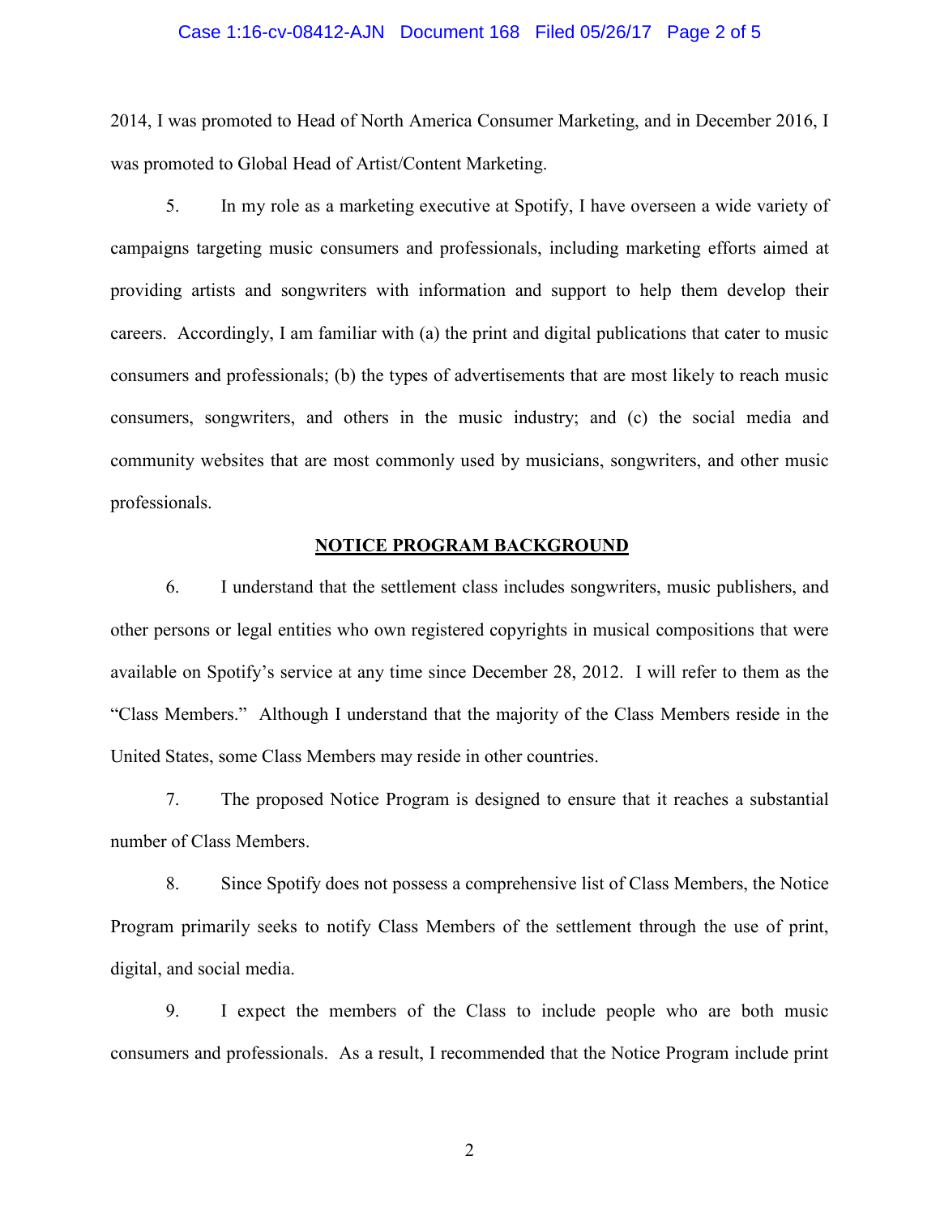2014, I was promoted to Head of North America Consumer Marketing, and in December 2016, I was promoted to Global Head of Artist/Content Marketing.

5. In my role as a marketing executive at Spotify, I have overseen a wide variety of campaigns targeting music consumers and professionals, including marketing efforts aimed at providing artists and songwriters with information and support to help them develop their careers. Accordingly, I am familiar with (a) the print and digital publications that cater to music consumers and professionals; (b) the types of advertisements that are most likely to reach music consumers, songwriters, and others in the music industry; and (c) the social media and community websites that are most commonly used by musicians, songwriters, and other music professionals.

**NOTICE PROGRAM BACKGROUND**

6. I understand that the settlement class includes songwriters, music publishers, and other persons or legal entities who own registered copyrights in musical compositions that were available on Spotify's service at any time since December 28, 2012. I will refer to them as the "Class Members." Although I understand that the majority of the Class Members reside in the United States, some Class Members may reside in other countries.

7. The proposed Notice Program is designed to ensure that it reaches a substantial number of Class Members.

8. Since Spotify does not possess a comprehensive list of Class Members, the Notice Program primarily seeks to notify Class Members of the settlement through the use of print, digital, and social media.

9. I expect the members of the Class to include people who are both music consumers and professionals. As a result, I recommended that the Notice Program include print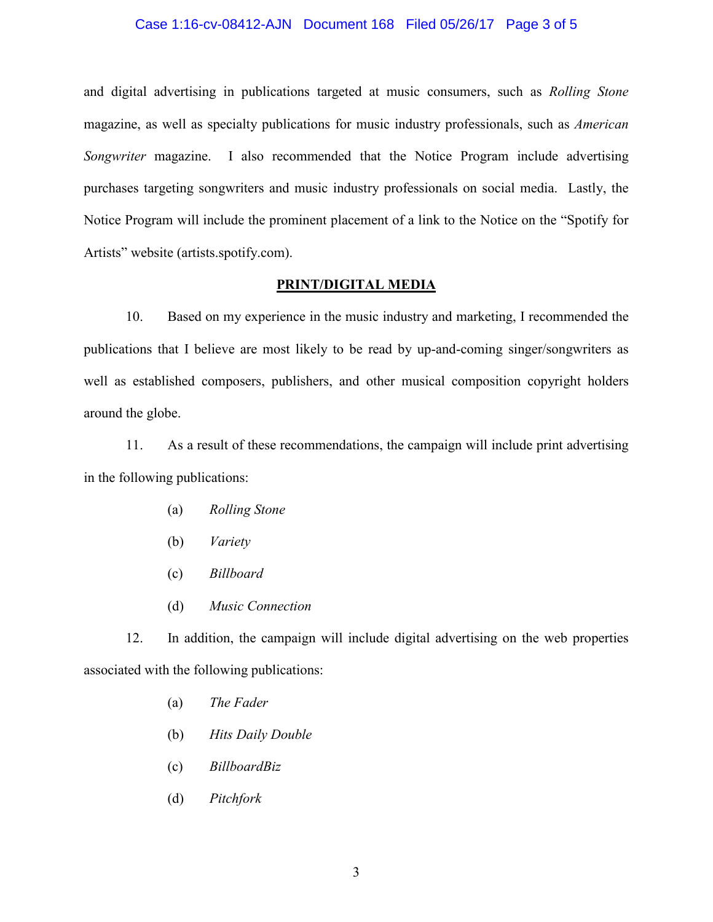and digital advertising in publications targeted at music consumers, such as *Rolling Stone* magazine, as well as specialty publications for music industry professionals, such as *American Songwriter* magazine. I also recommended that the Notice Program include advertising purchases targeting songwriters and music industry professionals on social media. Lastly, the Notice Program will include the prominent placement of a link to the Notice on the "Spotify for Artists" website (artists.spotify.com).

**PRINT/DIGITAL MEDIA**

10. Based on my experience in the music industry and marketing, I recommended the publications that I believe are most likely to be read by up-and-coming singer/songwriters as well as established composers, publishers, and other musical composition copyright holders around the globe.

11. As a result of these recommendations, the campaign will include print advertising in the following publications:

(a) *Rolling Stone*

(b) *Variety*

(c) *Billboard*

(d) *Music Connection*

12. In addition, the campaign will include digital advertising on the web properties associated with the following publications:

(a) *The Fader*

(b) *Hits Daily Double*

(c) *BillboardBiz*

(d) *Pitchfork*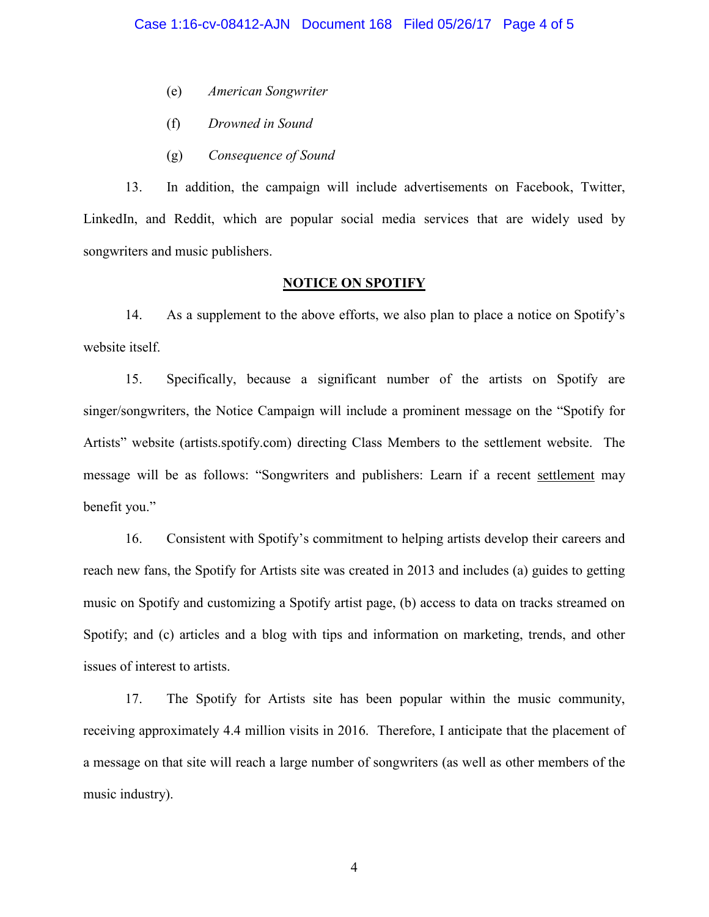(e) *American Songwriter*

(f) *Drowned in Sound*

(g) *Consequence of Sound*

13. In addition, the campaign will include advertisements on Facebook, Twitter, LinkedIn, and Reddit, which are popular social media services that are widely used by songwriters and music publishers.

## NOTICE ON SPOTIFY

14. As a supplement to the above efforts, we also plan to place a notice on Spotify's website itself.

15. Specifically, because a significant number of the artists on Spotify are singer/songwriters, the Notice Campaign will include a prominent message on the "Spotify for Artists" website (artists.spotify.com) directing Class Members to the settlement website. The message will be as follows: "Songwriters and publishers: Learn if a recent settlement may benefit you."

16. Consistent with Spotify's commitment to helping artists develop their careers and reach new fans, the Spotify for Artists site was created in 2013 and includes (a) guides to getting music on Spotify and customizing a Spotify artist page, (b) access to data on tracks streamed on Spotify; and (c) articles and a blog with tips and information on marketing, trends, and other issues of interest to artists.

17. The Spotify for Artists site has been popular within the music community, receiving approximately 4.4 million visits in 2016. Therefore, I anticipate that the placement of a message on that site will reach a large number of songwriters (as well as other members of the music industry).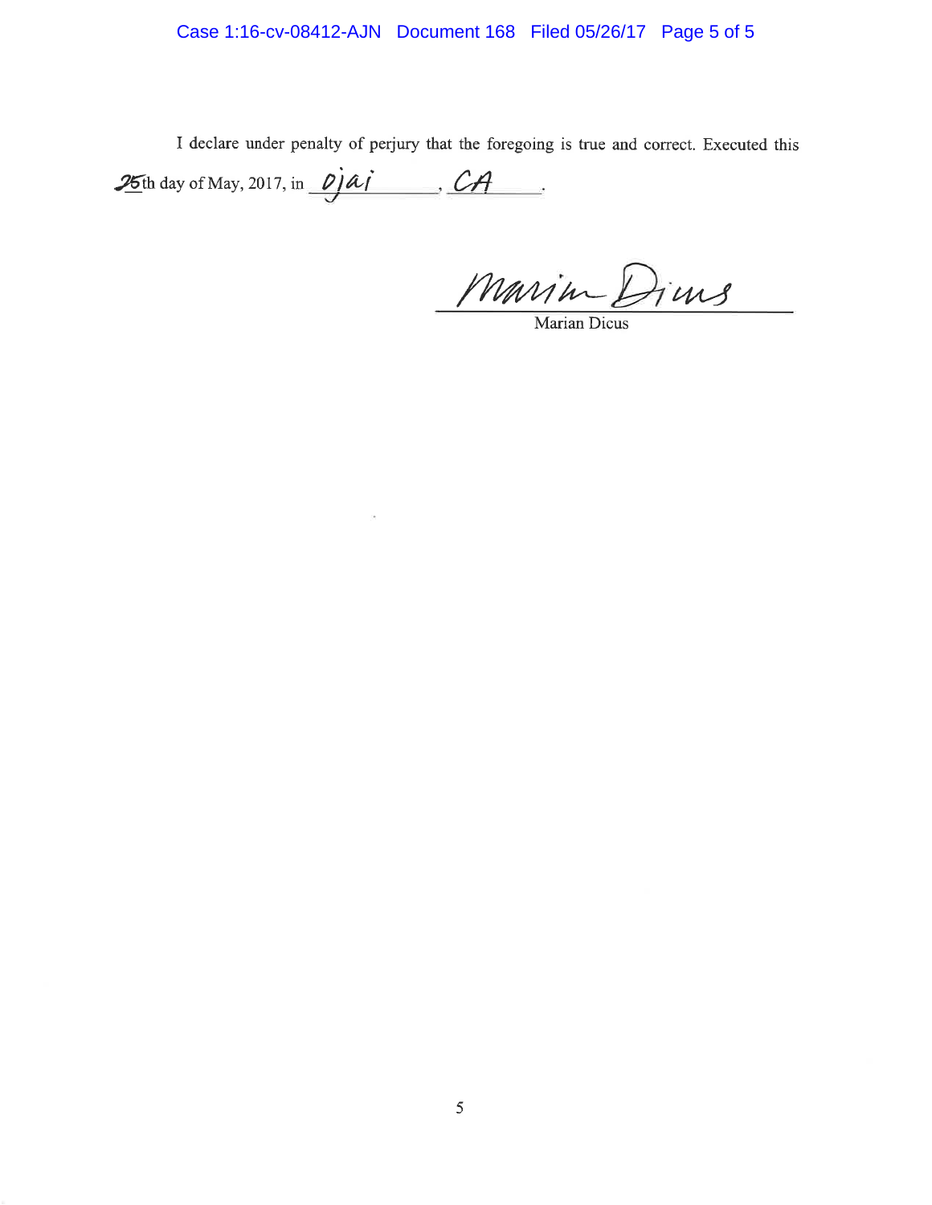I declare under penalty of perjury that the foregoing is true and correct. Executed this 25th day of May, 2017, in Ojai, CA.

Marian Dicus

Marian Dicus